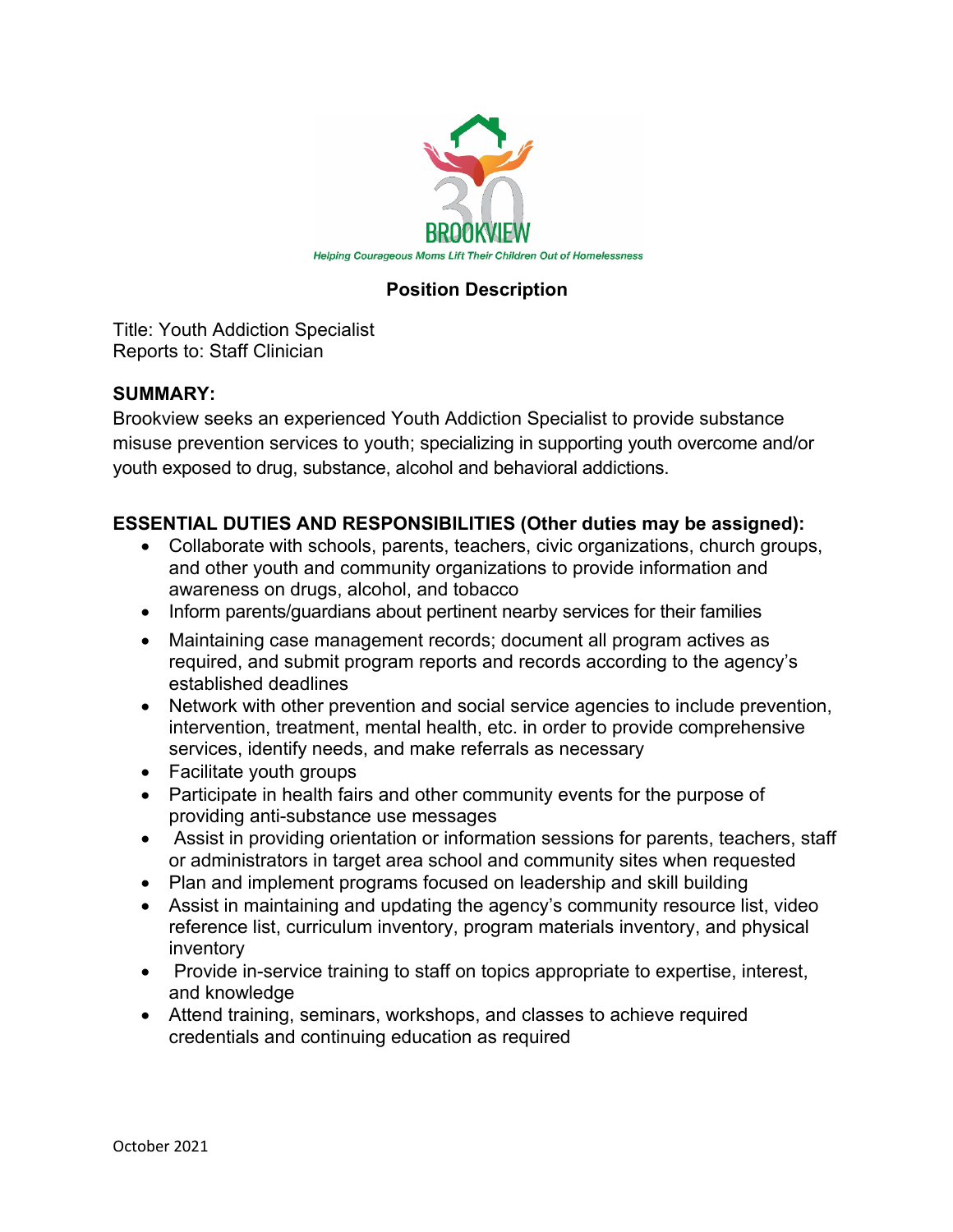BROOKVIEW

*Helping Courageous Moms Lift Their Children Out of Homelessness*

## Position Description

Title: Youth Addiction Specialist
Reports to: Staff Clinician

**SUMMARY:**
Brookview seeks an experienced Youth Addiction Specialist to provide substance misuse prevention services to youth; specializing in supporting youth overcome and/or youth exposed to drug, substance, alcohol and behavioral addictions.

**ESSENTIAL DUTIES AND RESPONSIBILITIES (Other duties may be assigned):**

- Collaborate with schools, parents, teachers, civic organizations, church groups, and other youth and community organizations to provide information and awareness on drugs, alcohol, and tobacco
- Inform parents/guardians about pertinent nearby services for their families
- Maintaining case management records; document all program actives as required, and submit program reports and records according to the agency's established deadlines
- Network with other prevention and social service agencies to include prevention, intervention, treatment, mental health, etc. in order to provide comprehensive services, identify needs, and make referrals as necessary
- Facilitate youth groups
- Participate in health fairs and other community events for the purpose of providing anti-substance use messages
- Assist in providing orientation or information sessions for parents, teachers, staff or administrators in target area school and community sites when requested
- Plan and implement programs focused on leadership and skill building
- Assist in maintaining and updating the agency's community resource list, video reference list, curriculum inventory, program materials inventory, and physical inventory
- Provide in-service training to staff on topics appropriate to expertise, interest, and knowledge
- Attend training, seminars, workshops, and classes to achieve required credentials and continuing education as required

October 2021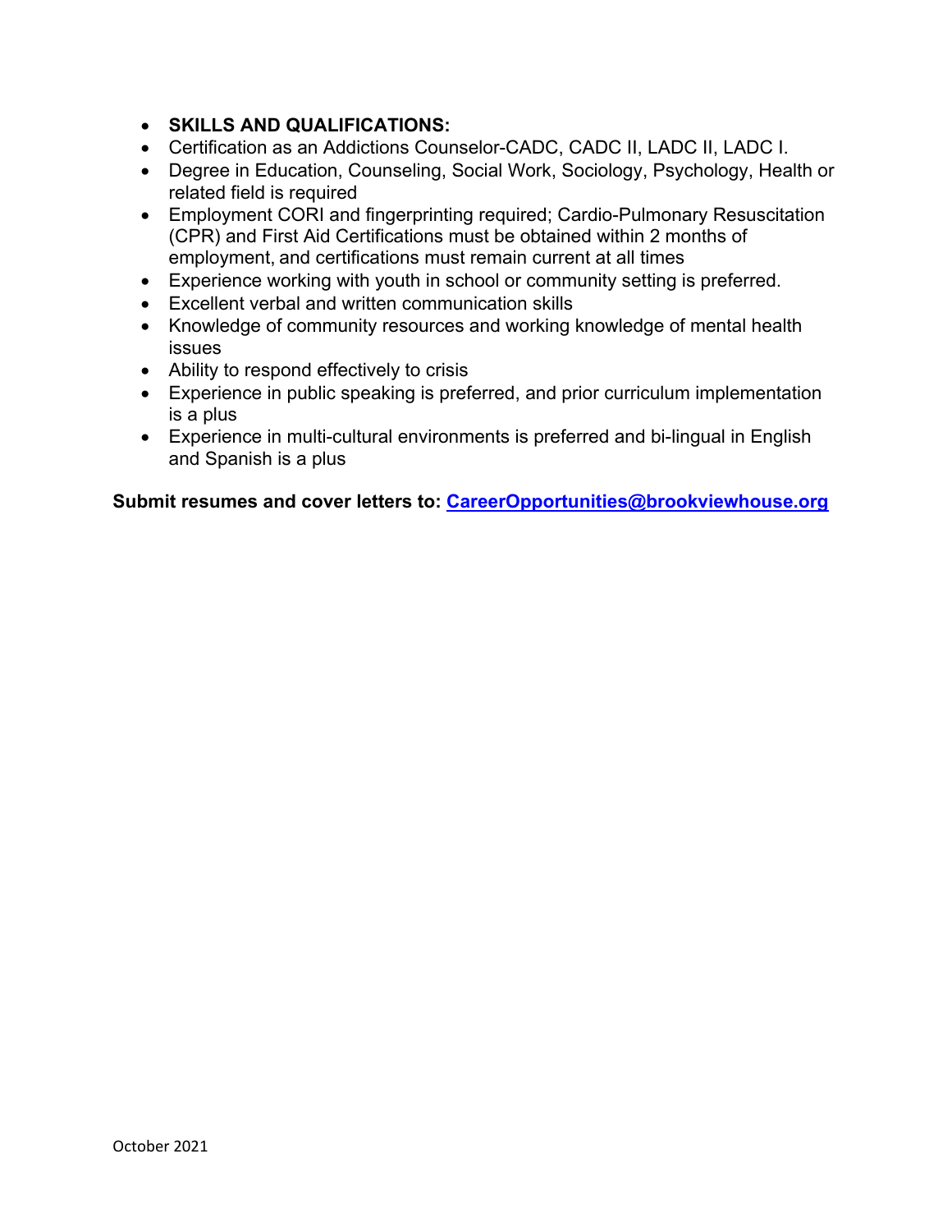- **SKILLS AND QUALIFICATIONS:**
- Certification as an Addictions Counselor-CADC, CADC II, LADC II, LADC I.
- Degree in Education, Counseling, Social Work, Sociology, Psychology, Health or related field is required
- Employment CORI and fingerprinting required; Cardio-Pulmonary Resuscitation (CPR) and First Aid Certifications must be obtained within 2 months of employment, and certifications must remain current at all times
- Experience working with youth in school or community setting is preferred.
- Excellent verbal and written communication skills
- Knowledge of community resources and working knowledge of mental health issues
- Ability to respond effectively to crisis
- Experience in public speaking is preferred, and prior curriculum implementation is a plus
- Experience in multi-cultural environments is preferred and bi-lingual in English and Spanish is a plus

**Submit resumes and cover letters to: CareerOpportunities@brookviewhouse.org**

October 2021